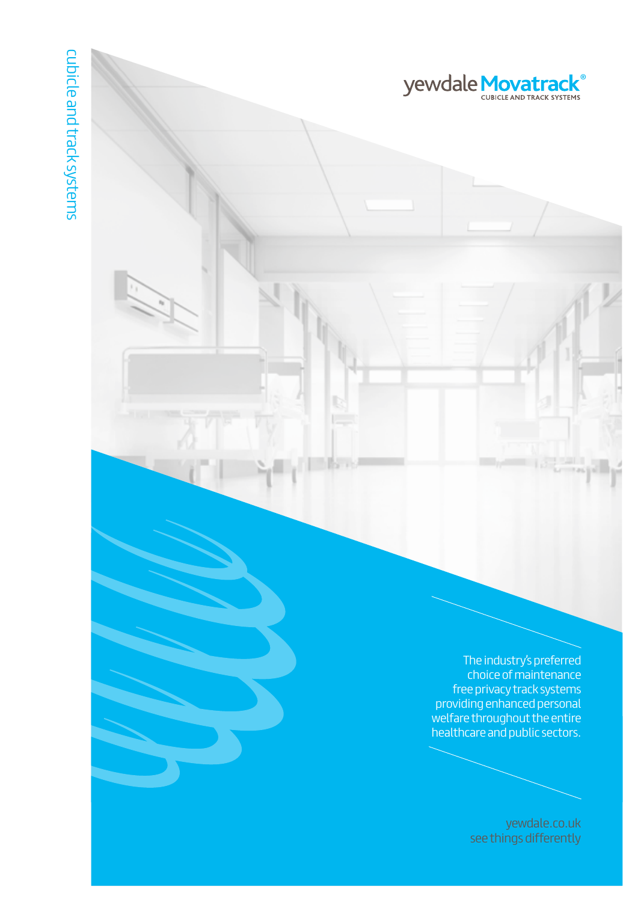cubicle and track systems

yewdale **Movatrack**®

CUBICLE AND TRACK SYSTEMS

The industry's preferred choice of maintenance free privacy track systems providing enhanced personal welfare throughout the entire healthcare and public sectors.

yewdale.co.uk
see things differently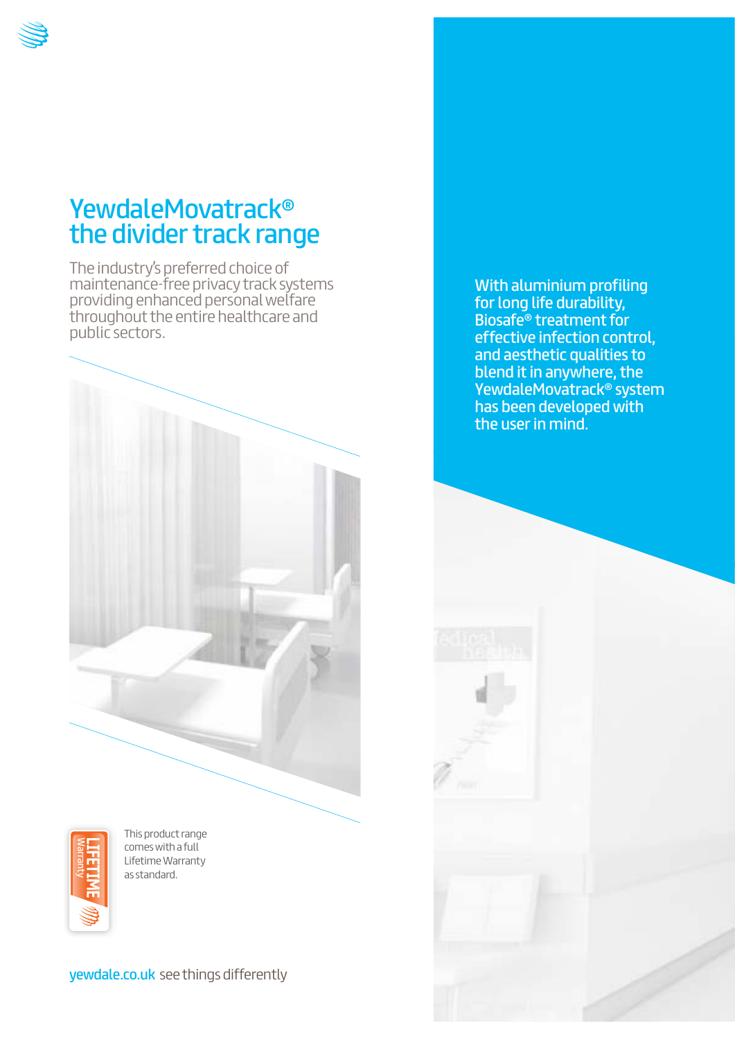# YewdaleMovatrack® the divider track range

The industry's preferred choice of maintenance-free privacy track systems providing enhanced personal welfare throughout the entire healthcare and public sectors.

With aluminium profiling for long life durability, Biosafe® treatment for effective infection control, and aesthetic qualities to blend it in anywhere, the YewdaleMovatrack® system has been developed with the user in mind.

LIFETIME Warranty

This product range comes with a full Lifetime Warranty as standard.

yewdale.co.uk see things differently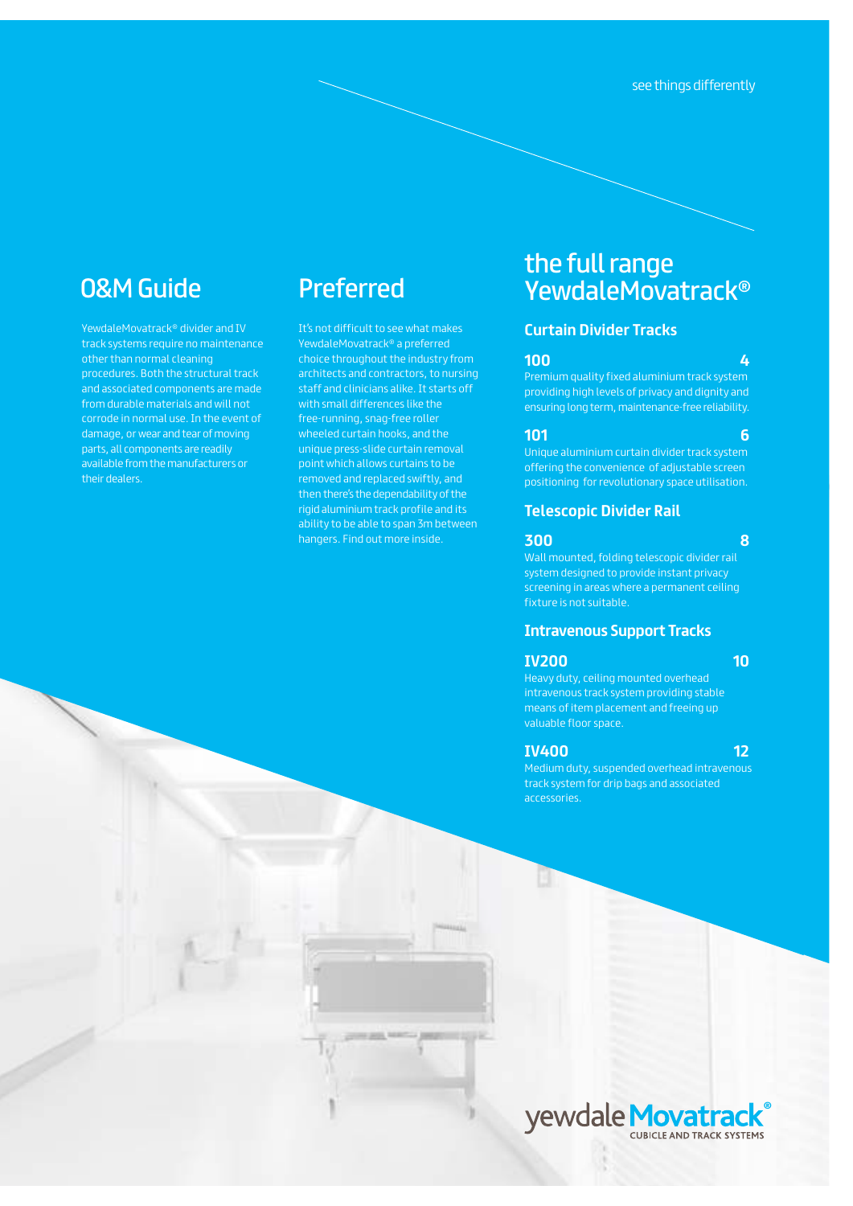see things differently

## O&M Guide

YewdaleMovatrack® divider and IV track systems require no maintenance other than normal cleaning procedures. Both the structural track and associated components are made from durable materials and will not corrode in normal use. In the event of damage, or wear and tear of moving parts, all components are readily available from the manufacturers or their dealers.

## Preferred

It's not difficult to see what makes YewdaleMovatrack® a preferred choice throughout the industry from architects and contractors, to nursing staff and clinicians alike. It starts off with small differences like the free-running, snag-free roller wheeled curtain hooks, and the unique press-slide curtain removal point which allows curtains to be removed and replaced swiftly, and then there's the dependability of the rigid aluminium track profile and its ability to be able to span 3m between hangers. Find out more inside.

## the full range YewdaleMovatrack®

### Curtain Divider Tracks

**100** — **4**

Premium quality fixed aluminium track system providing high levels of privacy and dignity and ensuring long term, maintenance-free reliability.

**101** — **6**

Unique aluminium curtain divider track system offering the convenience of adjustable screen positioning for revolutionary space utilisation.

### Telescopic Divider Rail

**300** — **8**

Wall mounted, folding telescopic divider rail system designed to provide instant privacy screening in areas where a permanent ceiling fixture is not suitable.

### Intravenous Support Tracks

**IV200** — **10**

Heavy duty, ceiling mounted overhead intravenous track system providing stable means of item placement and freeing up valuable floor space.

**IV400** — **12**

Medium duty, suspended overhead intravenous track system for drip bags and associated accessories.

yewdale Movatrack®
CUBICLE AND TRACK SYSTEMS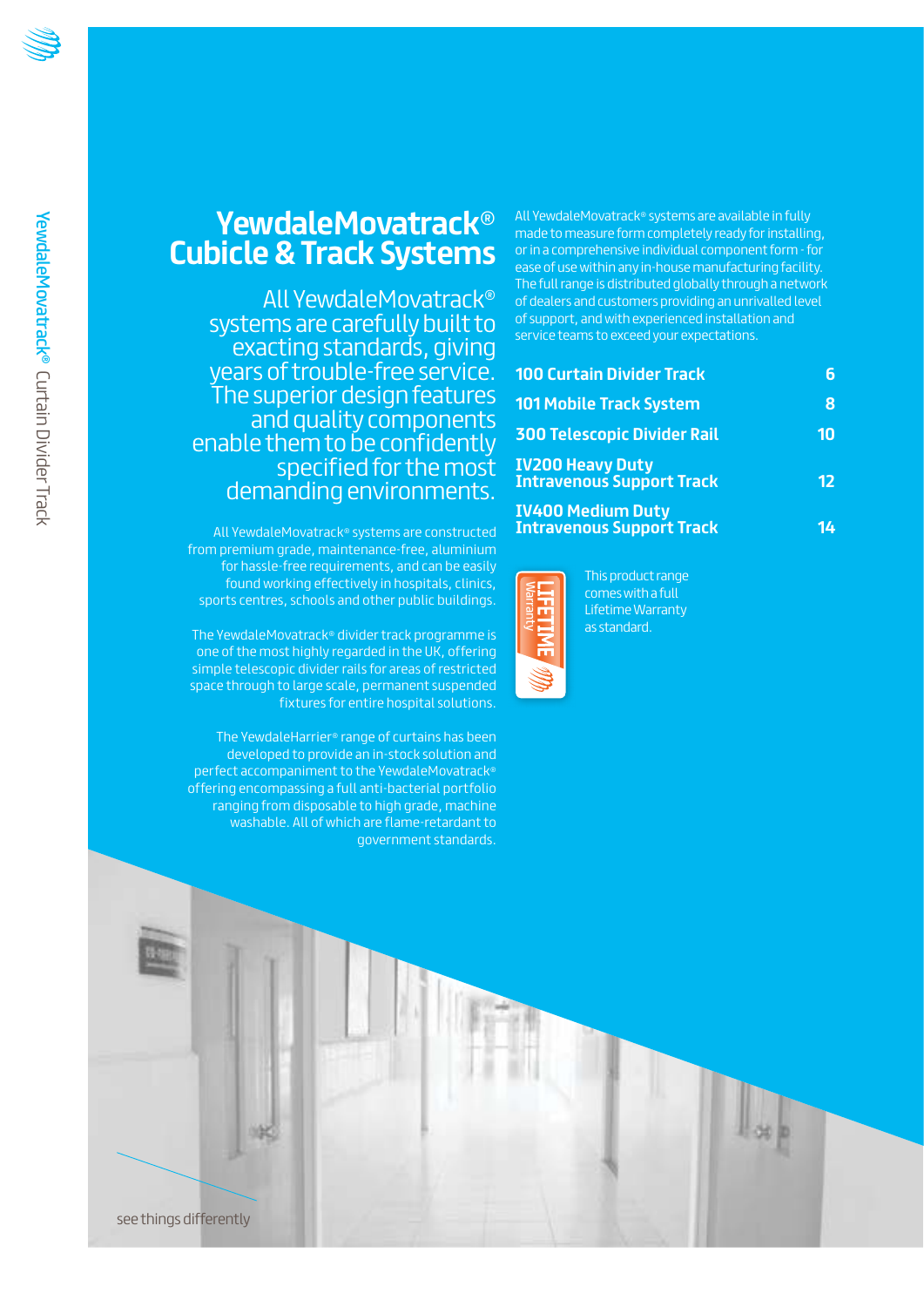# YewdaleMovatrack® Cubicle & Track Systems

All YewdaleMovatrack® systems are carefully built to exacting standards, giving years of trouble-free service. The superior design features and quality components enable them to be confidently specified for the most demanding environments.

All YewdaleMovatrack® systems are constructed from premium grade, maintenance-free, aluminium for hassle-free requirements, and can be easily found working effectively in hospitals, clinics, sports centres, schools and other public buildings.

The YewdaleMovatrack® divider track programme is one of the most highly regarded in the UK, offering simple telescopic divider rails for areas of restricted space through to large scale, permanent suspended fixtures for entire hospital solutions.

The YewdaleHarrier® range of curtains has been developed to provide an in-stock solution and perfect accompaniment to the YewdaleMovatrack® offering encompassing a full anti-bacterial portfolio ranging from disposable to high grade, machine washable. All of which are flame-retardant to government standards.

All YewdaleMovatrack® systems are available in fully made to measure form completely ready for installing, or in a comprehensive individual component form - for ease of use within any in-house manufacturing facility. The full range is distributed globally through a network of dealers and customers providing an unrivalled level of support, and with experienced installation and service teams to exceed your expectations.

| | |
|---|---|
| **100 Curtain Divider Track** | **6** |
| **101 Mobile Track System** | **8** |
| **300 Telescopic Divider Rail** | **10** |
| **IV200 Heavy Duty Intravenous Support Track** | **12** |
| **IV400 Medium Duty Intravenous Support Track** | **14** |

LIFETIME Warranty

This product range comes with a full Lifetime Warranty as standard.

see things differently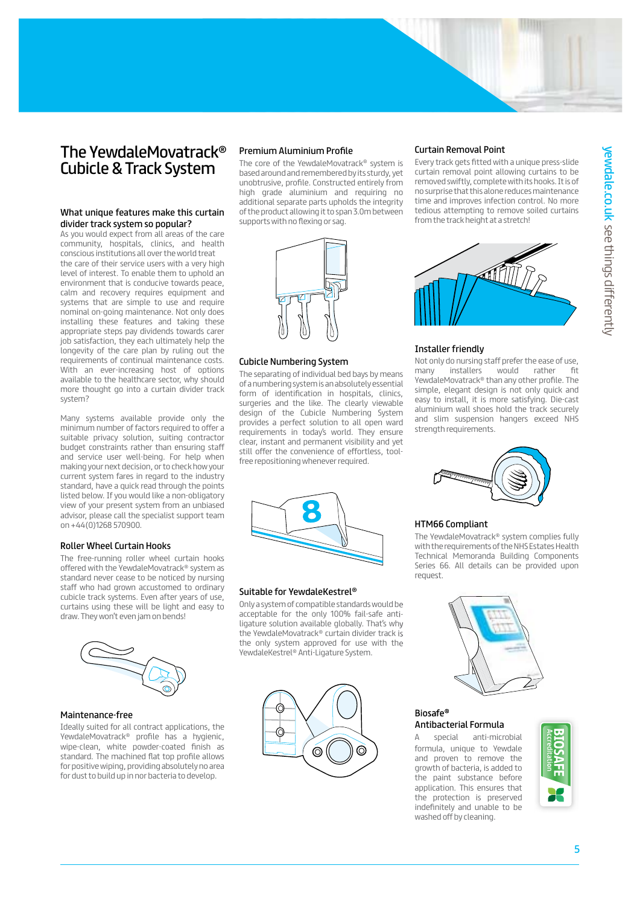# The YewdaleMovatrack® Cubicle & Track System

### What unique features make this curtain divider track system so popular?

As you would expect from all areas of the care community, hospitals, clinics, and health conscious institutions all over the world treat the care of their service users with a very high level of interest. To enable them to uphold an environment that is conducive towards peace, calm and recovery requires equipment and systems that are simple to use and require nominal on-going maintenance. Not only does installing these features and taking these appropriate steps pay dividends towards carer job satisfaction, they each ultimately help the longevity of the care plan by ruling out the requirements of continual maintenance costs. With an ever-increasing host of options available to the healthcare sector, why should more thought go into a curtain divider track system?

Many systems available provide only the minimum number of factors required to offer a suitable privacy solution, suiting contractor budget constraints rather than ensuring staff and service user well-being. For help when making your next decision, or to check how your current system fares in regard to the industry standard, have a quick read through the points listed below. If you would like a non-obligatory view of your present system from an unbiased advisor, please call the specialist support team on +44(0)1268 570900.

### Roller Wheel Curtain Hooks

The free-running roller wheel curtain hooks offered with the YewdaleMovatrack® system as standard never cease to be noticed by nursing staff who had grown accustomed to ordinary cubicle track systems. Even after years of use, curtains using these will be light and easy to draw. They won't even jam on bends!

### Maintenance-free

Ideally suited for all contract applications, the YewdaleMovatrack® profile has a hygienic, wipe-clean, white powder-coated finish as standard. The machined flat top profile allows for positive wiping, providing absolutely no area for dust to build up in nor bacteria to develop.

### Premium Aluminium Profile

The core of the YewdaleMovatrack® system is based around and remembered by its sturdy, yet unobtrusive, profile. Constructed entirely from high grade aluminium and requiring no additional separate parts upholds the integrity of the product allowing it to span 3.0m between supports with no flexing or sag.

### Cubicle Numbering System

The separating of individual bed bays by means of a numbering system is an absolutely essential form of identification in hospitals, clinics, surgeries and the like. The clearly viewable design of the Cubicle Numbering System provides a perfect solution to all open ward requirements in today's world. They ensure clear, instant and permanent visibility and yet still offer the convenience of effortless, tool-free repositioning whenever required.

### Suitable for YewdaleKestrel®

Only a system of compatible standards would be acceptable for the only 100% fail-safe anti-ligature solution available globally. That's why the YewdaleMovatrack® curtain divider track is the only system approved for use with the YewdaleKestrel® Anti-Ligature System.

### Curtain Removal Point

Every track gets fitted with a unique press-slide curtain removal point allowing curtains to be removed swiftly, complete with its hooks. It is of no surprise that this alone reduces maintenance time and improves infection control. No more tedious attempting to remove soiled curtains from the track height at a stretch!

### Installer friendly

Not only do nursing staff prefer the ease of use, many installers would rather fit YewdaleMovatrack® than any other profile. The simple, elegant design is not only quick and easy to install, it is more satisfying. Die-cast aluminium wall shoes hold the track securely and slim suspension hangers exceed NHS strength requirements.

### HTM66 Compliant

The YewdaleMovatrack® system complies fully with the requirements of the NHS Estates Health Technical Memoranda Building Components Series 66. All details can be provided upon request.

### Biosafe® Antibacterial Formula

A special anti-microbial formula, unique to Yewdale and proven to remove the growth of bacteria, is added to the paint substance before application. This ensures that the protection is preserved indefinitely and unable to be washed off by cleaning.

BIOSAFE Accreditation

yewdale.co.uk see things differently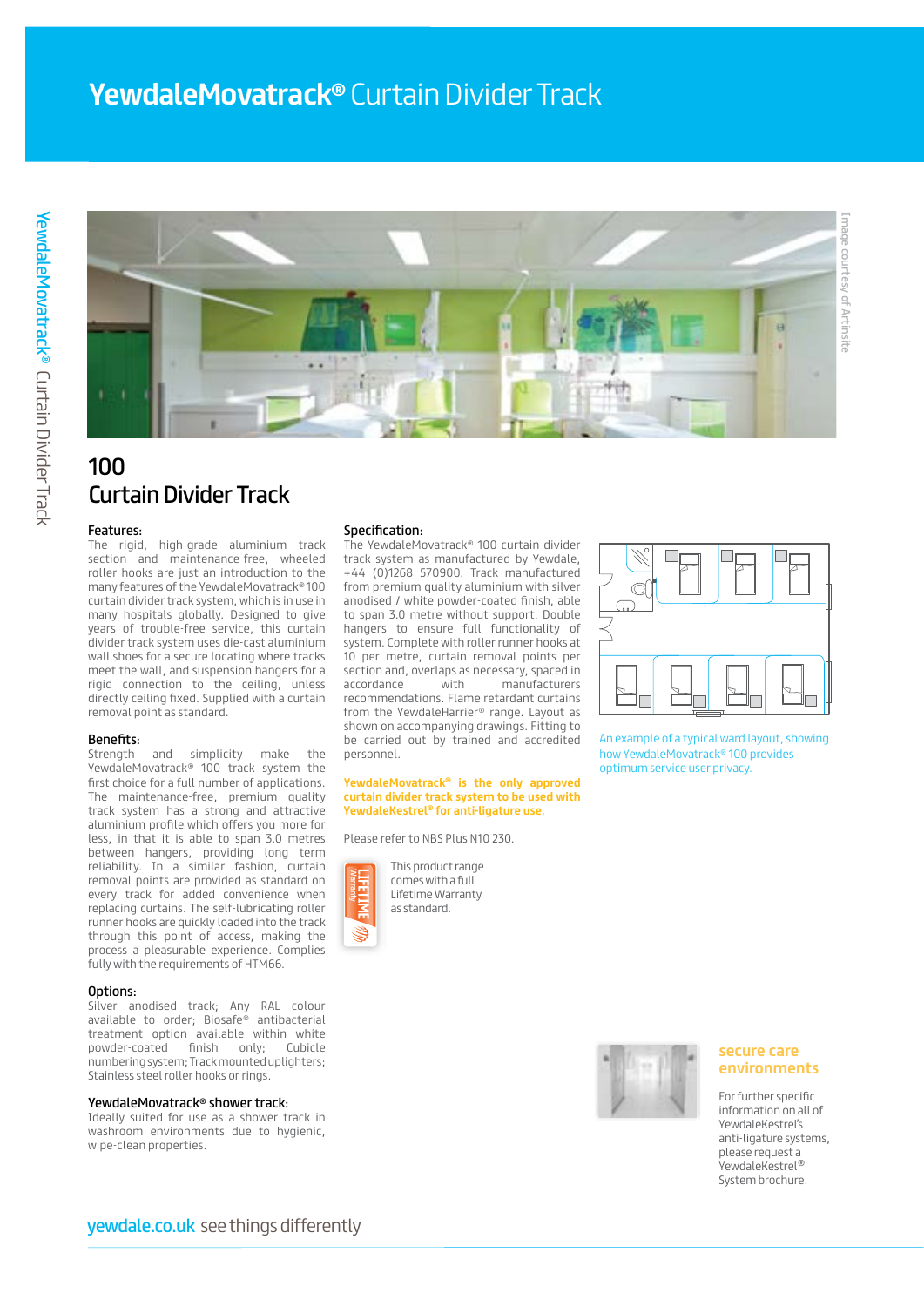# YewdaleMovatrack® Curtain Divider Track

Image courtesy of Artinsite

## 100 Curtain Divider Track

### Features:

The rigid, high-grade aluminium track section and maintenance-free, wheeled roller hooks are just an introduction to the many features of the YewdaleMovatrack® 100 curtain divider track system, which is in use in many hospitals globally. Designed to give years of trouble-free service, this curtain divider track system uses die-cast aluminium wall shoes for a secure locating where tracks meet the wall, and suspension hangers for a rigid connection to the ceiling, unless directly ceiling fixed. Supplied with a curtain removal point as standard.

### Benefits:

Strength and simplicity make the YewdaleMovatrack® 100 track system the first choice for a full number of applications. The maintenance-free, premium quality track system has a strong and attractive aluminium profile which offers you more for less, in that it is able to span 3.0 metres between hangers, providing long term reliability. In a similar fashion, curtain removal points are provided as standard on every track for added convenience when replacing curtains. The self-lubricating roller runner hooks are quickly loaded into the track through this point of access, making the process a pleasurable experience. Complies fully with the requirements of HTM66.

### Options:

Silver anodised track; Any RAL colour available to order; Biosafe® antibacterial treatment option available within white powder-coated finish only; Cubicle numbering system; Track mounted uplighters; Stainless steel roller hooks or rings.

### YewdaleMovatrack® shower track:

Ideally suited for use as a shower track in washroom environments due to hygienic, wipe-clean properties.

### Specification:

The YewdaleMovatrack® 100 curtain divider track system as manufactured by Yewdale, +44 (0)1268 570900. Track manufactured from premium quality aluminium with silver anodised / white powder-coated finish, able to span 3.0 metre without support. Double hangers to ensure full functionality of system. Complete with roller runner hooks at 10 per metre, curtain removal points per section and, overlaps as necessary, spaced in accordance with manufacturers recommendations. Flame retardant curtains from the YewdaleHarrier® range. Layout as shown on accompanying drawings. Fitting to be carried out by trained and accredited personnel.

**YewdaleMovatrack® is the only approved curtain divider track system to be used with YewdaleKestrel® for anti-ligature use.**

Please refer to NBS Plus N10 230.

LIFETIME Warranty

This product range comes with a full Lifetime Warranty as standard.

An example of a typical ward layout, showing how YewdaleMovatrack® 100 provides optimum service user privacy.

### secure care environments

For further specific information on all of YewdaleKestrel's anti-ligature systems, please request a YewdaleKestrel® System brochure.

yewdale.co.uk see things differently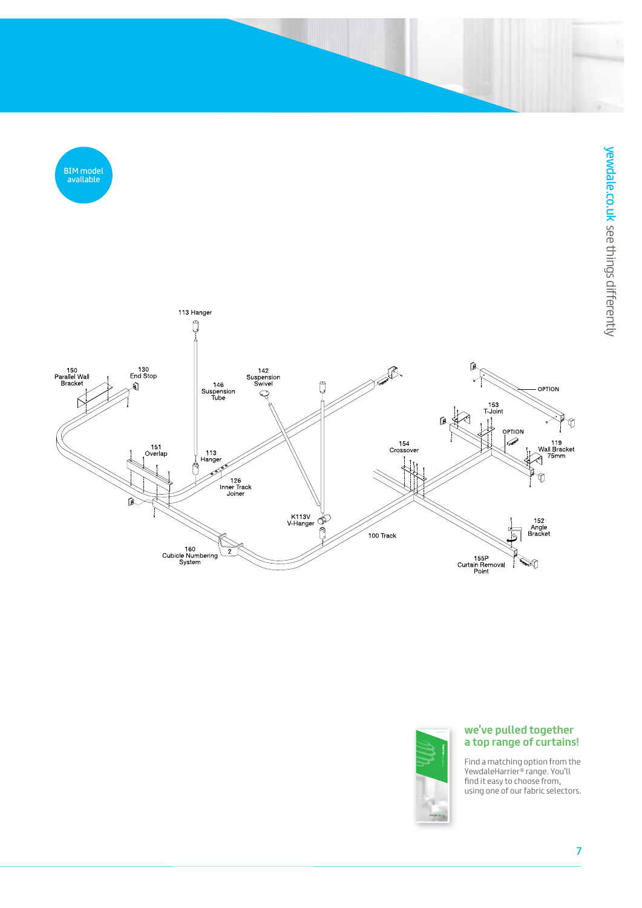BIM model available

113 Hanger

150 Parallel Wall Bracket

130 End Stop

146 Suspension Tube

142 Suspension Swivel

OPTION

153 T-Joint

OPTION

119 Wall Bracket 75mm

151 Overlap

113 Hanger

126 Inner Track Joiner

154 Crossover

K113V V-Hanger

100 Track

152 Angle Bracket

160 Cubicle Numbering System

155P Curtain Removal Point

## we've pulled together a top range of curtains!

Find a matching option from the YewdaleHarrier® range. You'll find it easy to choose from, using one of our fabric selectors.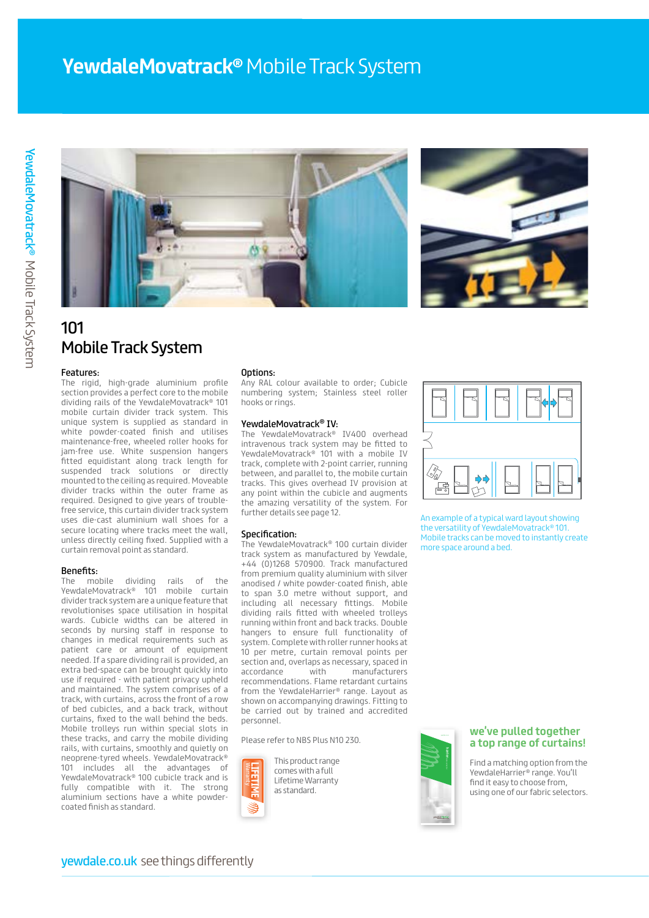# YewdaleMovatrack® Mobile Track System

## 101 Mobile Track System

### Features:

The rigid, high-grade aluminium profile section provides a perfect core to the mobile dividing rails of the YewdaleMovatrack® 101 mobile curtain divider track system. This unique system is supplied as standard in white powder-coated finish and utilises maintenance-free, wheeled roller hooks for jam-free use. White suspension hangers fitted equidistant along track length for suspended track solutions or directly mounted to the ceiling as required. Moveable divider tracks within the outer frame as required. Designed to give years of trouble-free service, this curtain divider track system uses die-cast aluminium wall shoes for a secure locating where tracks meet the wall, unless directly ceiling fixed. Supplied with a curtain removal point as standard.

### Benefits:

The mobile dividing rails of the YewdaleMovatrack® 101 mobile curtain divider track system are a unique feature that revolutionises space utilisation in hospital wards. Cubicle widths can be altered in seconds by nursing staff in response to changes in medical requirements such as patient care or amount of equipment needed. If a spare dividing rail is provided, an extra bed-space can be brought quickly into use if required - with patient privacy upheld and maintained. The system comprises of a track, with curtains, across the front of a row of bed cubicles, and a back track, without curtains, fixed to the wall behind the beds. Mobile trolleys run within special slots in these tracks, and carry the mobile dividing rails, with curtains, smoothly and quietly on neoprene-tyred wheels. YewdaleMovatrack® 101 includes all the advantages of YewdaleMovatrack® 100 cubicle track and is fully compatible with it. The strong aluminium sections have a white powder-coated finish as standard.

### Options:

Any RAL colour available to order; Cubicle numbering system; Stainless steel roller hooks or rings.

### YewdaleMovatrack® IV:

The YewdaleMovatrack® IV400 overhead intravenous track system may be fitted to YewdaleMovatrack® 101 with a mobile IV track, complete with 2-point carrier, running between, and parallel to, the mobile curtain tracks. This gives overhead IV provision at any point within the cubicle and augments the amazing versatility of the system. For further details see page 12.

### Specification:

The YewdaleMovatrack® 100 curtain divider track system as manufactured by Yewdale, +44 (0)1268 570900. Track manufactured from premium quality aluminium with silver anodised / white powder-coated finish, able to span 3.0 metre without support, and including all necessary fittings. Mobile dividing rails fitted with wheeled trolleys running within front and back tracks. Double hangers to ensure full functionality of system. Complete with roller runner hooks at 10 per metre, curtain removal points per section and, overlaps as necessary, spaced in accordance with manufacturers recommendations. Flame retardant curtains from the YewdaleHarrier® range. Layout as shown on accompanying drawings. Fitting to be carried out by trained and accredited personnel.

Please refer to NBS Plus N10 230.

This product range comes with a full Lifetime Warranty as standard.

An example of a typical ward layout showing the versatility of YewdaleMovatrack® 101. Mobile tracks can be moved to instantly create more space around a bed.

**we've pulled together a top range of curtains!**

Find a matching option from the YewdaleHarrier® range. You'll find it easy to choose from, using one of our fabric selectors.

yewdale.co.uk see things differently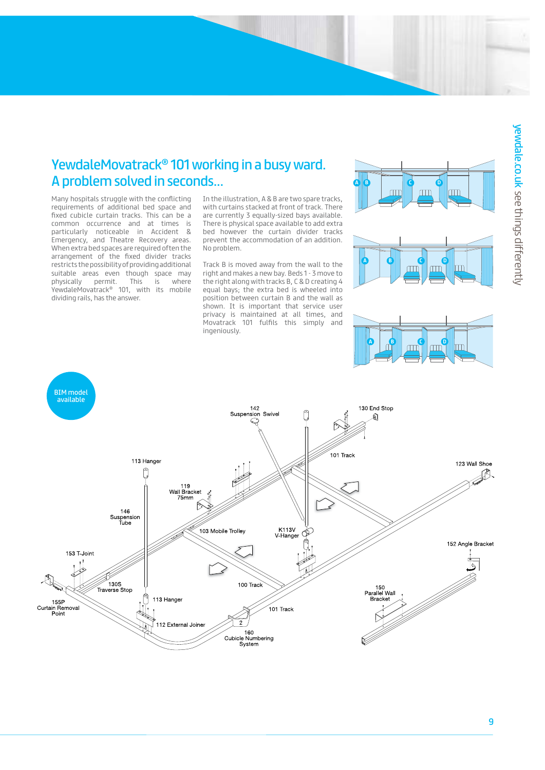# YewdaleMovatrack® 101 working in a busy ward. A problem solved in seconds...

Many hospitals struggle with the conflicting requirements of additional bed space and fixed cubicle curtain tracks. This can be a common occurrence and at times is particularly noticeable in Accident & Emergency, and Theatre Recovery areas. When extra bed spaces are required often the arrangement of the fixed divider tracks restricts the possibility of providing additional suitable areas even though space may physically permit. This is where YewdaleMovatrack® 101, with its mobile dividing rails, has the answer.

In the illustration, A & B are two spare tracks, with curtains stacked at front of track. There are currently 3 equally-sized bays available. There is physical space available to add extra bed however the curtain divider tracks prevent the accommodation of an addition. No problem.

Track B is moved away from the wall to the right and makes a new bay. Beds 1 - 3 move to the right along with tracks B, C & D creating 4 equal bays; the extra bed is wheeled into position between curtain B and the wall as shown. It is important that service user privacy is maintained at all times, and Movatrack 101 fulfils this simply and ingeniously.

BIM model available

142 Suspension Swivel
130 End Stop
101 Track
123 Wall Shoe
113 Hanger
119 Wall Bracket 75mm
146 Suspension Tube
103 Mobile Trolley
K113V V-Hanger
152 Angle Bracket
153 T-Joint
130S Traverse Stop
100 Track
155P Curtain Removal Point
113 Hanger
112 External Joiner
101 Track
150 Parallel Wall Bracket
160 Cubicle Numbering System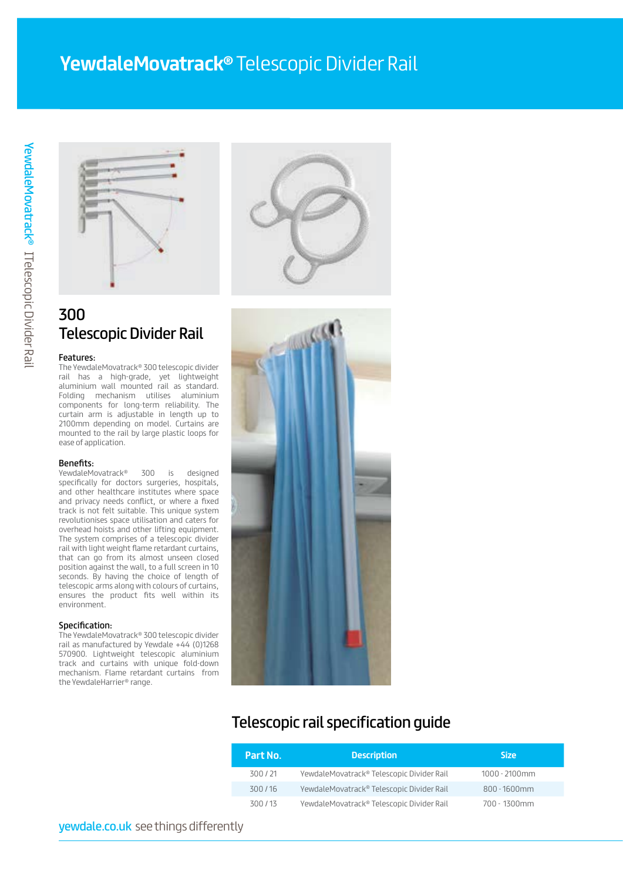# YewdaleMovatrack® Telescopic Divider Rail

## 300 Telescopic Divider Rail

### Features:

The YewdaleMovatrack® 300 telescopic divider rail has a high-grade, yet lightweight aluminium wall mounted rail as standard. Folding mechanism utilises aluminium components for long-term reliability. The curtain arm is adjustable in length up to 2100mm depending on model. Curtains are mounted to the rail by large plastic loops for ease of application.

### Benefits:

YewdaleMovatrack® 300 is designed specifically for doctors surgeries, hospitals, and other healthcare institutes where space and privacy needs conflict, or where a fixed track is not felt suitable. This unique system revolutionises space utilisation and caters for overhead hoists and other lifting equipment. The system comprises of a telescopic divider rail with light weight flame retardant curtains, that can go from its almost unseen closed position against the wall, to a full screen in 10 seconds. By having the choice of length of telescopic arms along with colours of curtains, ensures the product fits well within its environment.

### Specification:

The YewdaleMovatrack® 300 telescopic divider rail as manufactured by Yewdale +44 (0)1268 570900. Lightweight telescopic aluminium track and curtains with unique fold-down mechanism. Flame retardant curtains from the YewdaleHarrier® range.

## Telescopic rail specification guide

| Part No. | Description | Size |
|---|---|---|
| 300 / 21 | YewdaleMovatrack® Telescopic Divider Rail | 1000 - 2100mm |
| 300 / 16 | YewdaleMovatrack® Telescopic Divider Rail | 800 - 1600mm |
| 300 / 13 | YewdaleMovatrack® Telescopic Divider Rail | 700 - 1300mm |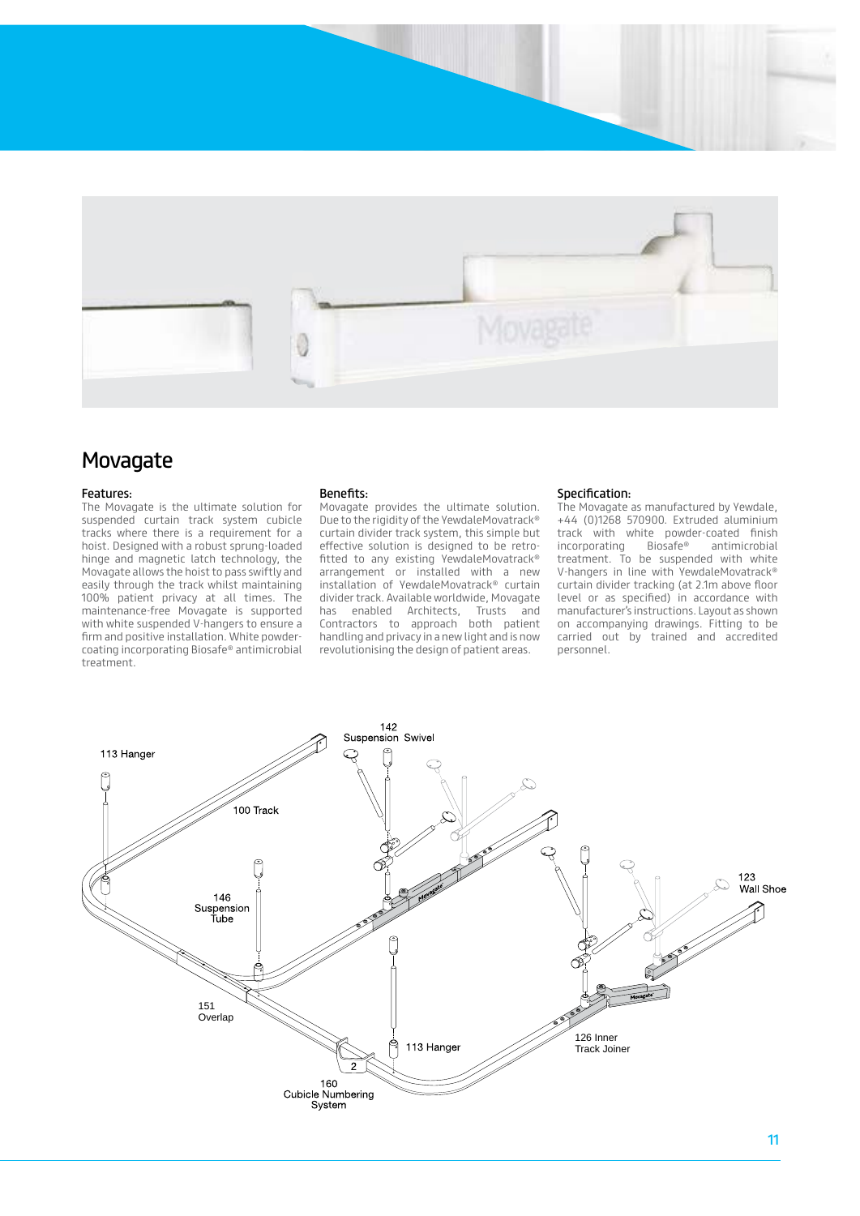# Movagate

### Features:

The Movagate is the ultimate solution for suspended curtain track system cubicle tracks where there is a requirement for a hoist. Designed with a robust sprung-loaded hinge and magnetic latch technology, the Movagate allows the hoist to pass swiftly and easily through the track whilst maintaining 100% patient privacy at all times. The maintenance-free Movagate is supported with white suspended V-hangers to ensure a firm and positive installation. White powder-coating incorporating Biosafe® antimicrobial treatment.

### Benefits:

Movagate provides the ultimate solution. Due to the rigidity of the YewdaleMovatrack® curtain divider track system, this simple but effective solution is designed to be retro-fitted to any existing YewdaleMovatrack® arrangement or installed with a new installation of YewdaleMovatrack® curtain divider track. Available worldwide, Movagate has enabled Architects, Trusts and Contractors to approach both patient handling and privacy in a new light and is now revolutionising the design of patient areas.

### Specification:

The Movagate as manufactured by Yewdale, +44 (0)1268 570900. Extruded aluminium track with white powder-coated finish incorporating Biosafe® antimicrobial treatment. To be suspended with white V-hangers in line with YewdaleMovatrack® curtain divider tracking (at 2.1m above floor level or as specified) in accordance with manufacturer's instructions. Layout as shown on accompanying drawings. Fitting to be carried out by trained and accredited personnel.

113 Hanger

142 Suspension Swivel

100 Track

123 Wall Shoe

146 Suspension Tube

151 Overlap

113 Hanger

126 Inner Track Joiner

160 Cubicle Numbering System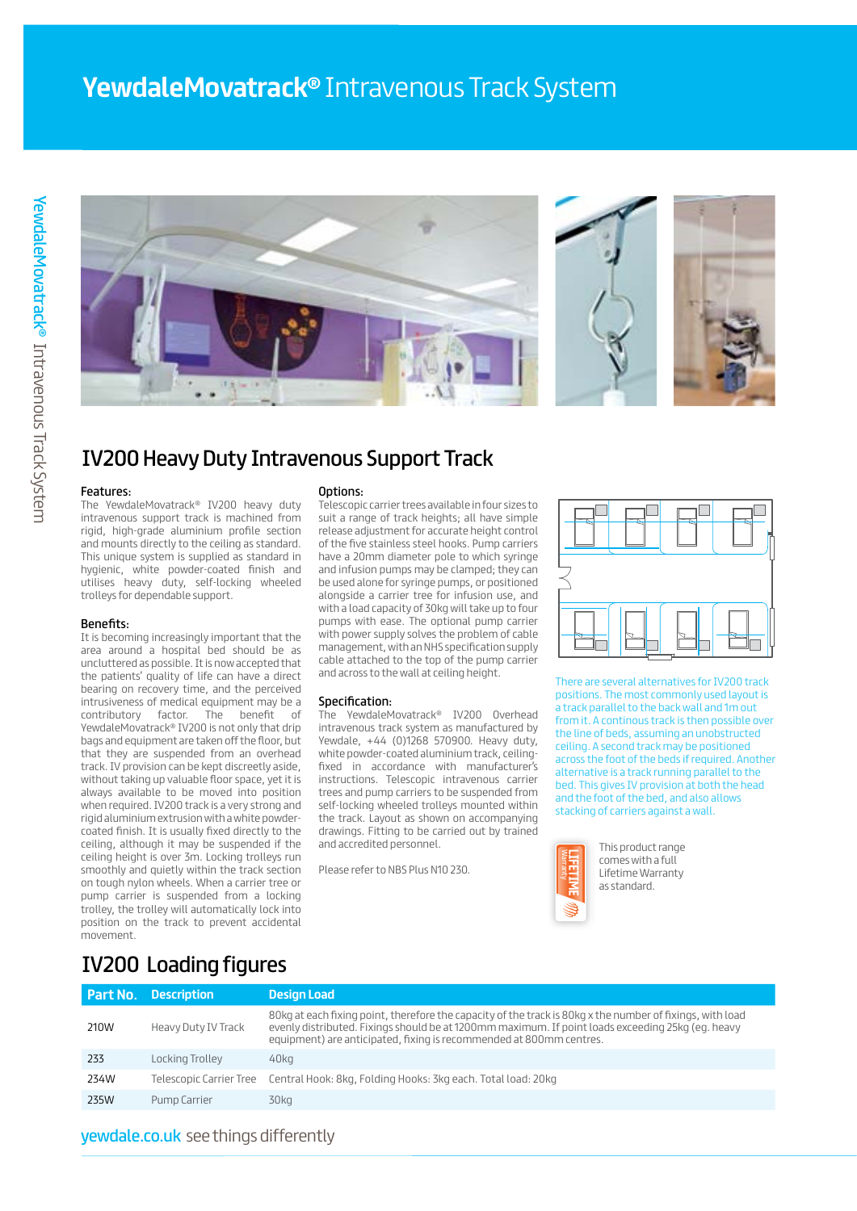# YewdaleMovatrack® Intravenous Track System

## IV200 Heavy Duty Intravenous Support Track

### Features:

The YewdaleMovatrack® IV200 heavy duty intravenous support track is machined from rigid, high-grade aluminium profile section and mounts directly to the ceiling as standard. This unique system is supplied as standard in hygienic, white powder-coated finish and utilises heavy duty, self-locking wheeled trolleys for dependable support.

### Benefits:

It is becoming increasingly important that the area around a hospital bed should be as uncluttered as possible. It is now accepted that the patients' quality of life can have a direct bearing on recovery time, and the perceived intrusiveness of medical equipment may be a contributory factor. The benefit of YewdaleMovatrack® IV200 is not only that drip bags and equipment are taken off the floor, but that they are suspended from an overhead track. IV provision can be kept discreetly aside, without taking up valuable floor space, yet it is always available to be moved into position when required. IV200 track is a very strong and rigid aluminium extrusion with a white powder-coated finish. It is usually fixed directly to the ceiling, although it may be suspended if the ceiling height is over 3m. Locking trolleys run smoothly and quietly within the track section on tough nylon wheels. When a carrier tree or pump carrier is suspended from a locking trolley, the trolley will automatically lock into position on the track to prevent accidental movement.

### Options:

Telescopic carrier trees available in four sizes to suit a range of track heights; all have simple release adjustment for accurate height control of the five stainless steel hooks. Pump carriers have a 20mm diameter pole to which syringe and infusion pumps may be clamped; they can be used alone for syringe pumps, or positioned alongside a carrier tree for infusion use, and with a load capacity of 30kg will take up to four pumps with ease. The optional pump carrier with power supply solves the problem of cable management, with an NHS specification supply cable attached to the top of the pump carrier and across to the wall at ceiling height.

### Specification:

The YewdaleMovatrack® IV200 Overhead intravenous track system as manufactured by Yewdale, +44 (0)1268 570900. Heavy duty, white powder-coated aluminium track, ceiling-fixed in accordance with manufacturer's instructions. Telescopic intravenous carrier trees and pump carriers to be suspended from self-locking wheeled trolleys mounted within the track. Layout as shown on accompanying drawings. Fitting to be carried out by trained and accredited personnel.

Please refer to NBS Plus N10 230.

There are several alternatives for IV200 track positions. The most commonly used layout is a track parallel to the back wall and 1m out from it. A continous track is then possible over the line of beds, assuming an unobstructed ceiling. A second track may be positioned across the foot of the beds if required. Another alternative is a track running parallel to the bed. This gives IV provision at both the head and the foot of the bed, and also allows stacking of carriers against a wall.

LIFETIME Warranty

This product range comes with a full Lifetime Warranty as standard.

## IV200 Loading figures

| Part No. | Description | Design Load |
|---|---|---|
| 210W | Heavy Duty IV Track | 80kg at each fixing point, therefore the capacity of the track is 80kg x the number of fixings, with load evenly distributed. Fixings should be at 1200mm maximum. If point loads exceeding 25kg (eg. heavy equipment) are anticipated, fixing is recommended at 800mm centres. |
| 233 | Locking Trolley | 40kg |
| 234W | Telescopic Carrier Tree | Central Hook: 8kg, Folding Hooks: 3kg each. Total load: 20kg |
| 235W | Pump Carrier | 30kg |

yewdale.co.uk see things differently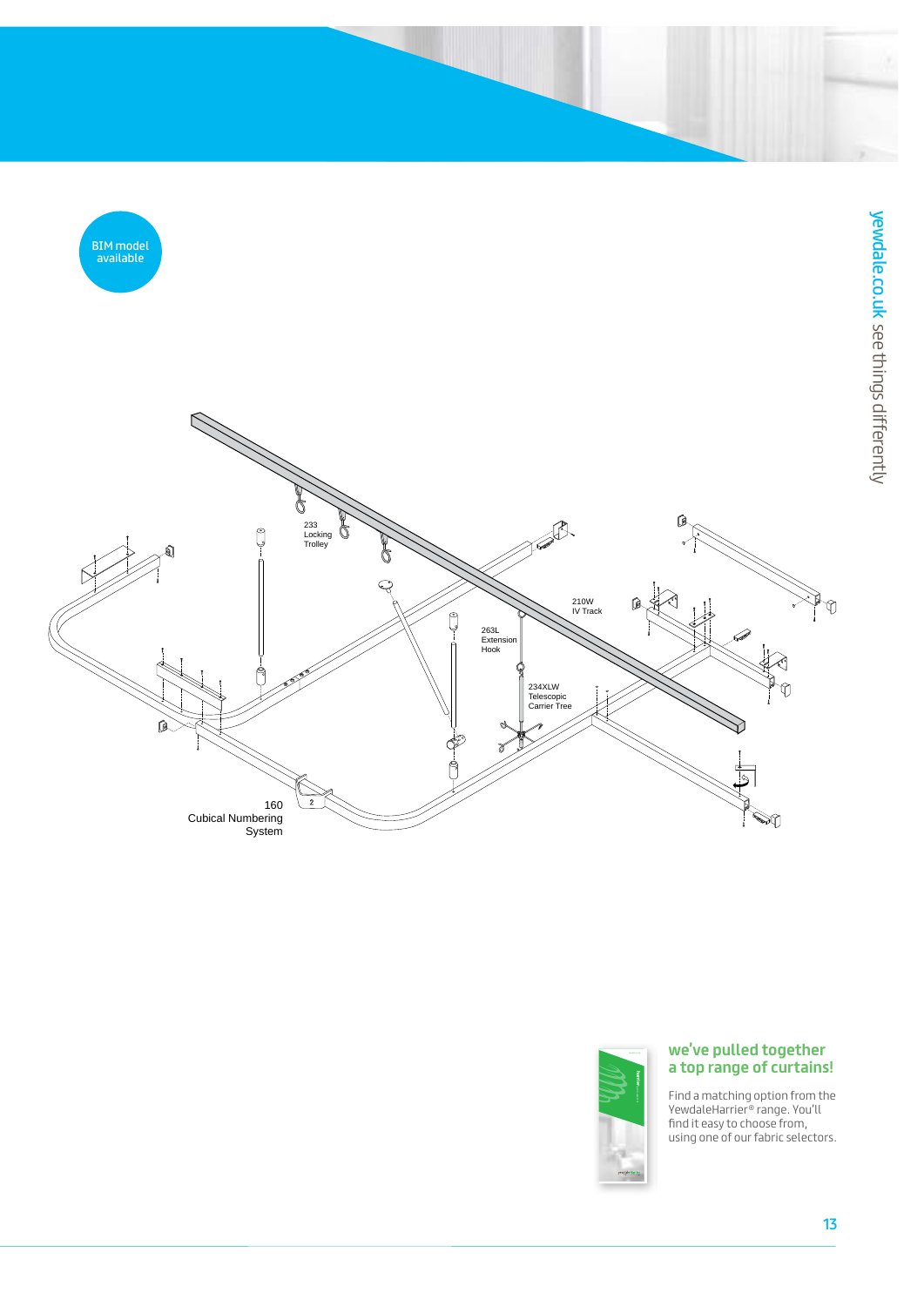BIM model available

233
Locking
Trolley

210W
IV Track

263L
Extension
Hook

234XLW
Telescopic
Carrier Tree

160
Cubical Numbering
System

## we've pulled together a top range of curtains!

Find a matching option from the YewdaleHarrier® range. You'll find it easy to choose from, using one of our fabric selectors.

yewdale.co.uk see things differently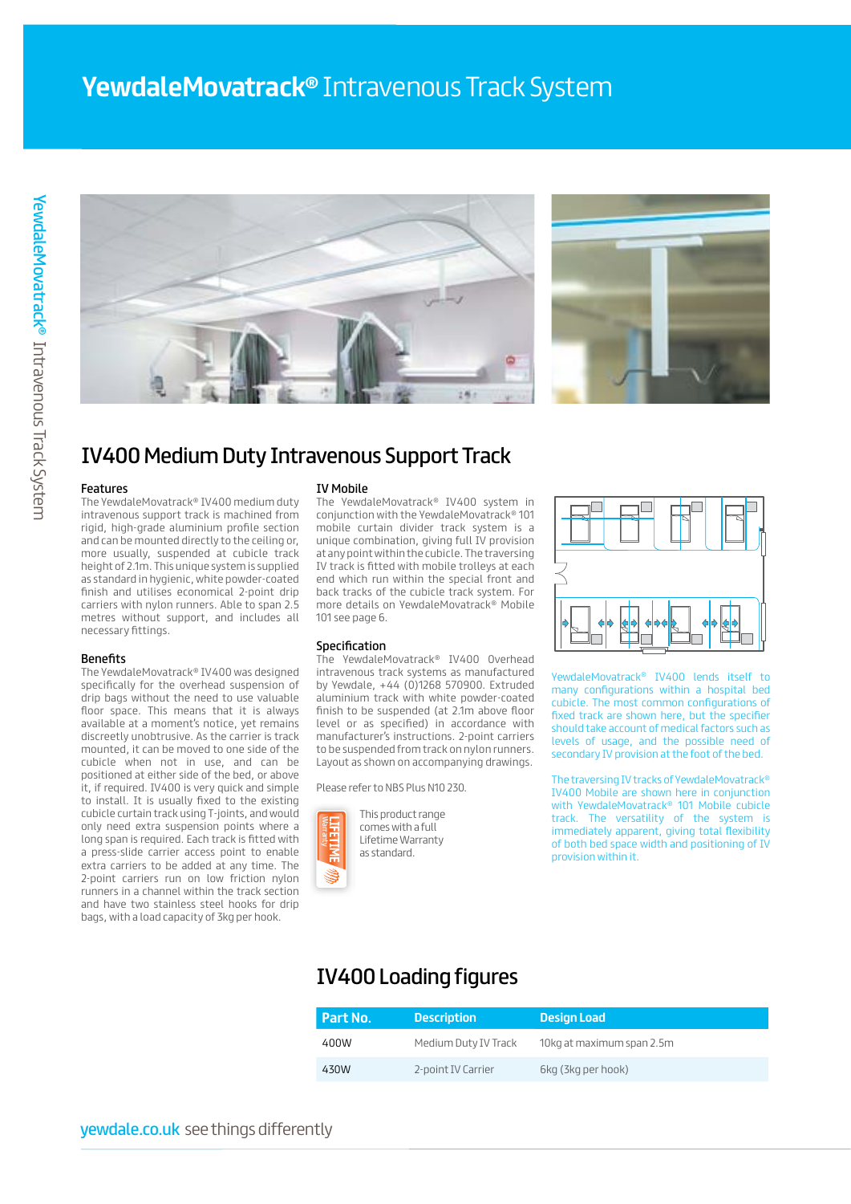# YewdaleMovatrack® Intravenous Track System

## IV400 Medium Duty Intravenous Support Track

### Features

The YewdaleMovatrack® IV400 medium duty intravenous support track is machined from rigid, high-grade aluminium profile section and can be mounted directly to the ceiling or, more usually, suspended at cubicle track height of 2.1m. This unique system is supplied as standard in hygienic, white powder-coated finish and utilises economical 2-point drip carriers with nylon runners. Able to span 2.5 metres without support, and includes all necessary fittings.

### Benefits

The YewdaleMovatrack® IV400 was designed specifically for the overhead suspension of drip bags without the need to use valuable floor space. This means that it is always available at a moment's notice, yet remains discreetly unobtrusive. As the carrier is track mounted, it can be moved to one side of the cubicle when not in use, and can be positioned at either side of the bed, or above it, if required. IV400 is very quick and simple to install. It is usually fixed to the existing cubicle curtain track using T-joints, and would only need extra suspension points where a long span is required. Each track is fitted with a press-slide carrier access point to enable extra carriers to be added at any time. The 2-point carriers run on low friction nylon runners in a channel within the track section and have two stainless steel hooks for drip bags, with a load capacity of 3kg per hook.

### IV Mobile

The YewdaleMovatrack® IV400 system in conjunction with the YewdaleMovatrack® 101 mobile curtain divider track system is a unique combination, giving full IV provision at any point within the cubicle. The traversing IV track is fitted with mobile trolleys at each end which run within the special front and back tracks of the cubicle track system. For more details on YewdaleMovatrack® Mobile 101 see page 6.

### Specification

The YewdaleMovatrack® IV400 Overhead intravenous track systems as manufactured by Yewdale, +44 (0)1268 570900. Extruded aluminium track with white powder-coated finish to be suspended (at 2.1m above floor level or as specified) in accordance with manufacturer's instructions. 2-point carriers to be suspended from track on nylon runners. Layout as shown on accompanying drawings.

Please refer to NBS Plus N10 230.

LIFETIME Warranty

This product range comes with a full Lifetime Warranty as standard.

YewdaleMovatrack® IV400 lends itself to many configurations within a hospital bed cubicle. The most common configurations of fixed track are shown here, but the specifier should take account of medical factors such as levels of usage, and the possible need of secondary IV provision at the foot of the bed.

The traversing IV tracks of YewdaleMovatrack® IV400 Mobile are shown here in conjunction with YewdaleMovatrack® 101 Mobile cubicle track. The versatility of the system is immediately apparent, giving total flexibility of both bed space width and positioning of IV provision within it.

## IV400 Loading figures

| Part No. | Description | Design Load |
|---|---|---|
| 400W | Medium Duty IV Track | 10kg at maximum span 2.5m |
| 430W | 2-point IV Carrier | 6kg (3kg per hook) |

yewdale.co.uk see things differently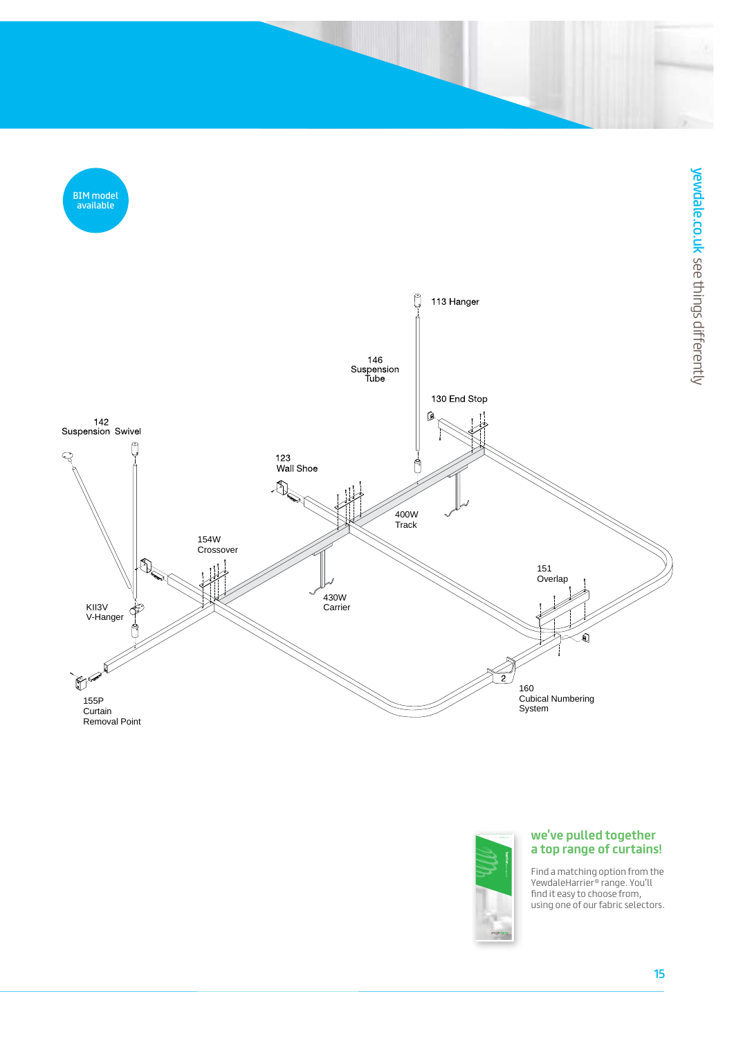BIM model available

113 Hanger

146 Suspension Tube

130 End Stop

142 Suspension Swivel

123 Wall Shoe

400W Track

154W Crossover

151 Overlap

430W Carrier

KII3V V-Hanger

160 Cubical Numbering System

155P Curtain Removal Point

## we've pulled together a top range of curtains!

Find a matching option from the YewdaleHarrier® range. You'll find it easy to choose from, using one of our fabric selectors.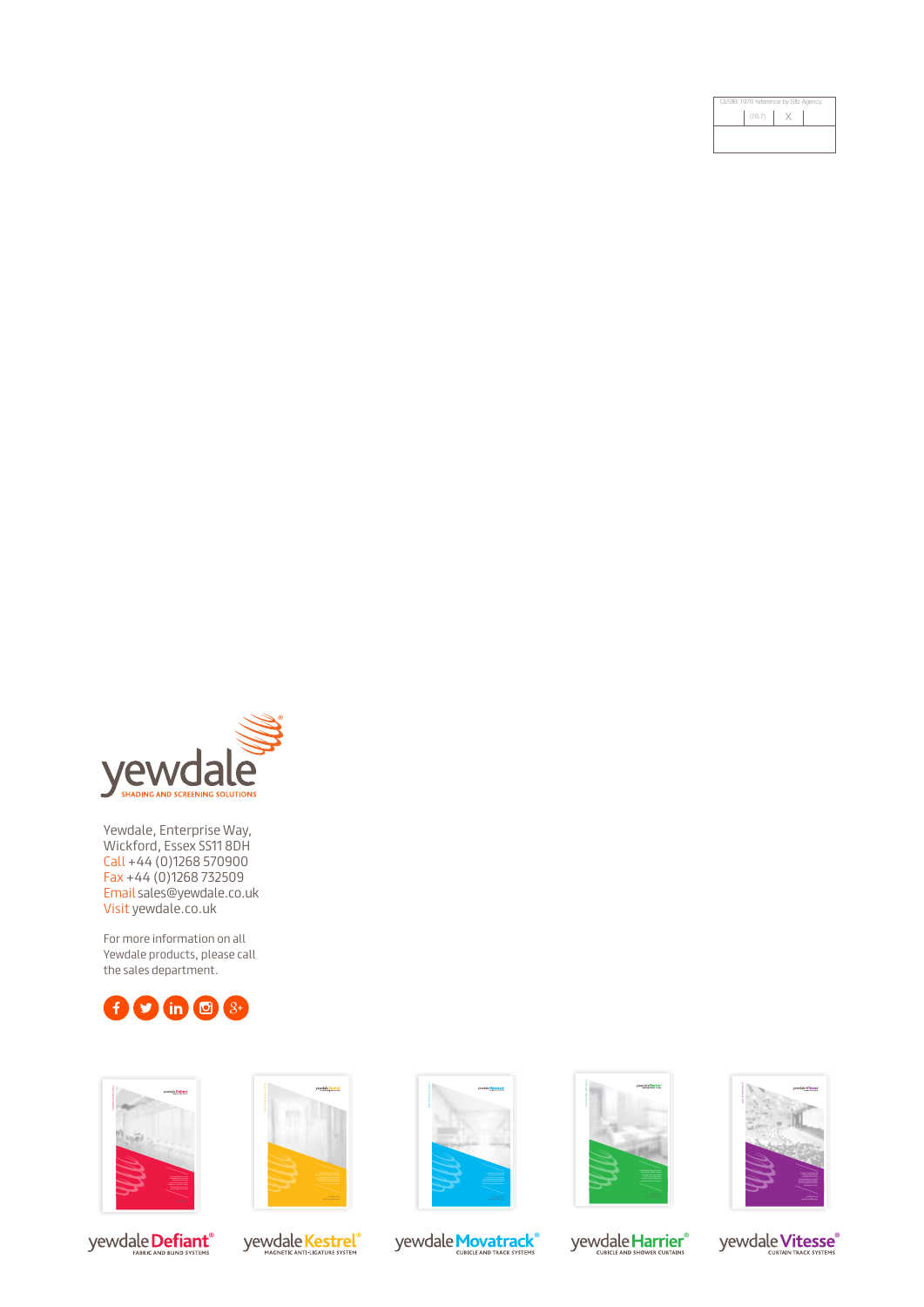| CI/SfB 1976 reference by Sfb Agency | | |
|---|---|---|
| | (76.7) | X |

yewdale
SHADING AND SCREENING SOLUTIONS

Yewdale, Enterprise Way,
Wickford, Essex SS11 8DH
Call +44 (0)1268 570900
Fax +44 (0)1268 732509
Email sales@yewdale.co.uk
Visit yewdale.co.uk

For more information on all Yewdale products, please call the sales department.

yewdale Defiant® FABRIC AND BLIND SYSTEMS

yewdale Kestrel® MAGNETIC ANTI-LIGATURE SYSTEM

yewdale Movatrack® CUBICLE AND TRACK SYSTEMS

yewdale Harrier® CUBICLE AND SHOWER CURTAINS

yewdale Vitesse® CURTAIN TRACK SYSTEMS